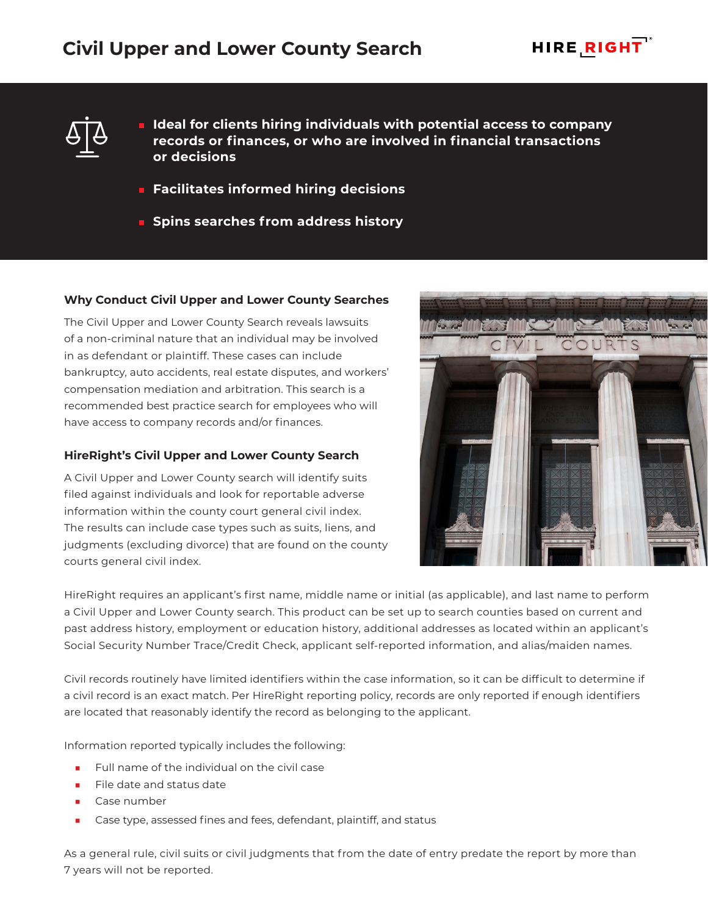# Civil Upper and Lower County Search

- **Ideal for clients hiring individuals with potential access to company records or finances, or who are involved in financial transactions or decisions**
- **Facilitates informed hiring decisions**
- **Spins searches from address history**

### Why Conduct Civil Upper and Lower County Searches

The Civil Upper and Lower County Search reveals lawsuits of a non-criminal nature that an individual may be involved in as defendant or plaintiff. These cases can include bankruptcy, auto accidents, real estate disputes, and workers' compensation mediation and arbitration. This search is a recommended best practice search for employees who will have access to company records and/or finances.

### HireRight's Civil Upper and Lower County Search

A Civil Upper and Lower County search will identify suits filed against individuals and look for reportable adverse information within the county court general civil index. The results can include case types such as suits, liens, and judgments (excluding divorce) that are found on the county courts general civil index.

HireRight requires an applicant's first name, middle name or initial (as applicable), and last name to perform a Civil Upper and Lower County search. This product can be set up to search counties based on current and past address history, employment or education history, additional addresses as located within an applicant's Social Security Number Trace/Credit Check, applicant self-reported information, and alias/maiden names.

Civil records routinely have limited identifiers within the case information, so it can be difficult to determine if a civil record is an exact match. Per HireRight reporting policy, records are only reported if enough identifiers are located that reasonably identify the record as belonging to the applicant.

Information reported typically includes the following:

- Full name of the individual on the civil case
- File date and status date
- Case number
- Case type, assessed fines and fees, defendant, plaintiff, and status

As a general rule, civil suits or civil judgments that from the date of entry predate the report by more than 7 years will not be reported.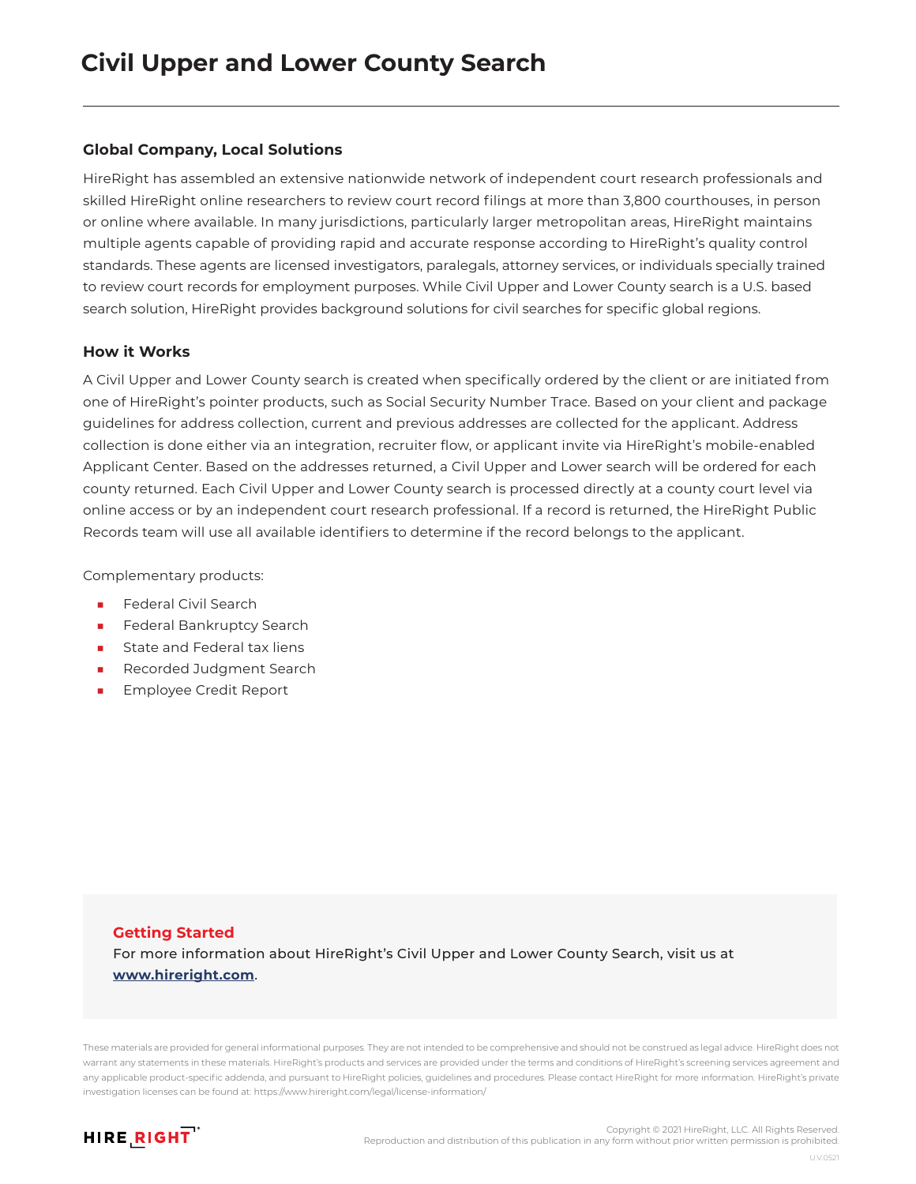# Civil Upper and Lower County Search

## Global Company, Local Solutions

HireRight has assembled an extensive nationwide network of independent court research professionals and skilled HireRight online researchers to review court record filings at more than 3,800 courthouses, in person or online where available. In many jurisdictions, particularly larger metropolitan areas, HireRight maintains multiple agents capable of providing rapid and accurate response according to HireRight's quality control standards. These agents are licensed investigators, paralegals, attorney services, or individuals specially trained to review court records for employment purposes. While Civil Upper and Lower County search is a U.S. based search solution, HireRight provides background solutions for civil searches for specific global regions.

## How it Works

A Civil Upper and Lower County search is created when specifically ordered by the client or are initiated from one of HireRight's pointer products, such as Social Security Number Trace. Based on your client and package guidelines for address collection, current and previous addresses are collected for the applicant. Address collection is done either via an integration, recruiter flow, or applicant invite via HireRight's mobile-enabled Applicant Center. Based on the addresses returned, a Civil Upper and Lower search will be ordered for each county returned. Each Civil Upper and Lower County search is processed directly at a county court level via online access or by an independent court research professional. If a record is returned, the HireRight Public Records team will use all available identifiers to determine if the record belongs to the applicant.

Complementary products:

- Federal Civil Search
- Federal Bankruptcy Search
- State and Federal tax liens
- Recorded Judgment Search
- Employee Credit Report

### Getting Started

For more information about HireRight's Civil Upper and Lower County Search, visit us at **www.hireright.com**.

These materials are provided for general informational purposes. They are not intended to be comprehensive and should not be construed as legal advice. HireRight does not warrant any statements in these materials. HireRight's products and services are provided under the terms and conditions of HireRight's screening services agreement and any applicable product-specific addenda, and pursuant to HireRight policies, guidelines and procedures. Please contact HireRight for more information. HireRight's private investigation licenses can be found at: https://www.hireright.com/legal/license-information/

Copyright © 2021 HireRight, LLC. All Rights Reserved.
Reproduction and distribution of this publication in any form without prior written permission is prohibited.

U.V.0521